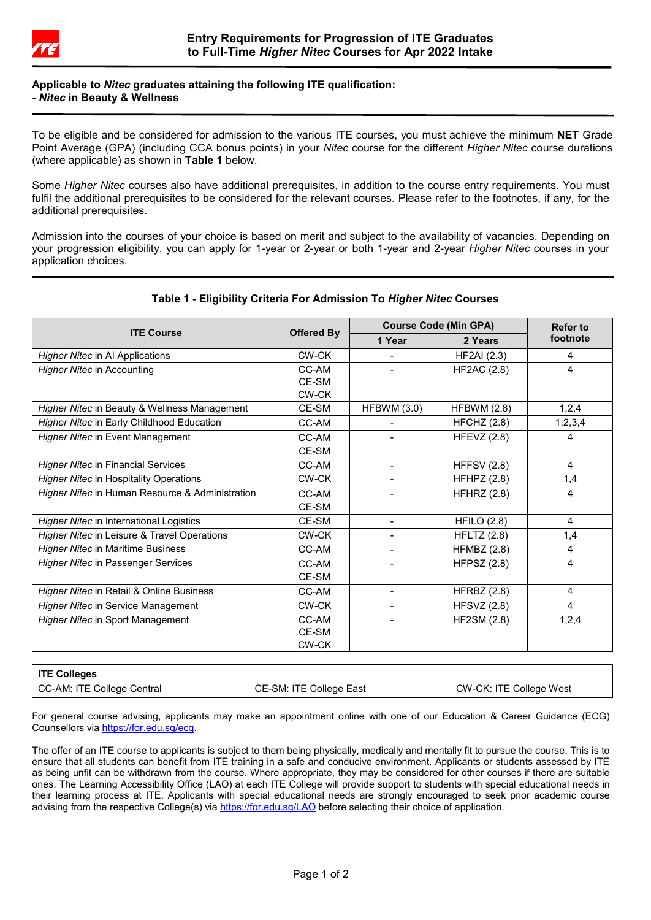# Entry Requirements for Progression of ITE Graduates to Full-Time *Higher Nitec* Courses for Apr 2022 Intake

**Applicable to *Nitec* graduates attaining the following ITE qualification:**
**- *Nitec* in Beauty & Wellness**

To be eligible and be considered for admission to the various ITE courses, you must achieve the minimum **NET** Grade Point Average (GPA) (including CCA bonus points) in your *Nitec* course for the different *Higher Nitec* course durations (where applicable) as shown in **Table 1** below.

Some *Higher Nitec* courses also have additional prerequisites, in addition to the course entry requirements. You must fulfil the additional prerequisites to be considered for the relevant courses. Please refer to the footnotes, if any, for the additional prerequisites.

Admission into the courses of your choice is based on merit and subject to the availability of vacancies. Depending on your progression eligibility, you can apply for 1-year or 2-year or both 1-year and 2-year *Higher Nitec* courses in your application choices.

**Table 1 - Eligibility Criteria For Admission To *Higher Nitec* Courses**

| ITE Course | Offered By | Course Code (Min GPA) | | Refer to footnote |
|---|---|---|---|---|
| | | 1 Year | 2 Years | |
| *Higher Nitec* in AI Applications | CW-CK | - | HF2AI (2.3) | 4 |
| *Higher Nitec* in Accounting | CC-AM<br>CE-SM<br>CW-CK | - | HF2AC (2.8) | 4 |
| *Higher Nitec* in Beauty & Wellness Management | CE-SM | HFBWM (3.0) | HFBWM (2.8) | 1,2,4 |
| *Higher Nitec* in Early Childhood Education | CC-AM | - | HFCHZ (2.8) | 1,2,3,4 |
| *Higher Nitec* in Event Management | CC-AM<br>CE-SM | - | HFEVZ (2.8) | 4 |
| *Higher Nitec* in Financial Services | CC-AM | - | HFFSV (2.8) | 4 |
| *Higher Nitec* in Hospitality Operations | CW-CK | - | HFHPZ (2.8) | 1,4 |
| *Higher Nitec* in Human Resource & Administration | CC-AM<br>CE-SM | - | HFHRZ (2.8) | 4 |
| *Higher Nitec* in International Logistics | CE-SM | - | HFILO (2.8) | 4 |
| *Higher Nitec* in Leisure & Travel Operations | CW-CK | - | HFLTZ (2.8) | 1,4 |
| *Higher Nitec* in Maritime Business | CC-AM | - | HFMBZ (2.8) | 4 |
| *Higher Nitec* in Passenger Services | CC-AM<br>CE-SM | - | HFPSZ (2.8) | 4 |
| *Higher Nitec* in Retail & Online Business | CC-AM | - | HFRBZ (2.8) | 4 |
| *Higher Nitec* in Service Management | CW-CK | - | HFSVZ (2.8) | 4 |
| *Higher Nitec* in Sport Management | CC-AM<br>CE-SM<br>CW-CK | - | HF2SM (2.8) | 1,2,4 |

| ITE Colleges | | |
|---|---|---|
| CC-AM: ITE College Central | CE-SM: ITE College East | CW-CK: ITE College West |

For general course advising, applicants may make an appointment online with one of our Education & Career Guidance (ECG) Counsellors via https://for.edu.sg/ecg.

The offer of an ITE course to applicants is subject to them being physically, medically and mentally fit to pursue the course. This is to ensure that all students can benefit from ITE training in a safe and conducive environment. Applicants or students assessed by ITE as being unfit can be withdrawn from the course. Where appropriate, they may be considered for other courses if there are suitable ones. The Learning Accessibility Office (LAO) at each ITE College will provide support to students with special educational needs in their learning process at ITE. Applicants with special educational needs are strongly encouraged to seek prior academic course advising from the respective College(s) via https://for.edu.sg/LAO before selecting their choice of application.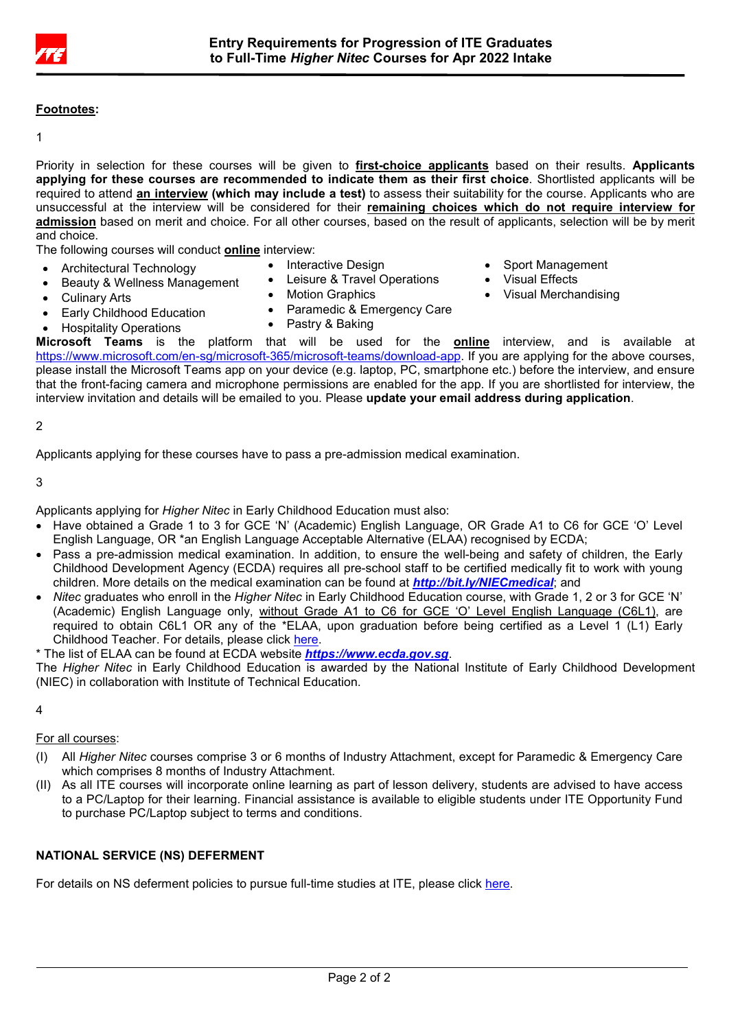**Footnotes:**

1

Priority in selection for these courses will be given to **first-choice applicants** based on their results. **Applicants applying for these courses are recommended to indicate them as their first choice**. Shortlisted applicants will be required to attend **an interview (which may include a test)** to assess their suitability for the course. Applicants who are unsuccessful at the interview will be considered for their **remaining choices which do not require interview for admission** based on merit and choice. For all other courses, based on the result of applicants, selection will be by merit and choice.

The following courses will conduct **online** interview:

- Architectural Technology
- Beauty & Wellness Management
- Culinary Arts
- Early Childhood Education
- Hospitality Operations
- Interactive Design
- Leisure & Travel Operations
- Motion Graphics
- Paramedic & Emergency Care
- Pastry & Baking
- Sport Management
- Visual Effects
- Visual Merchandising

**Microsoft Teams** is the platform that will be used for the **online** interview, and is available at https://www.microsoft.com/en-sg/microsoft-365/microsoft-teams/download-app. If you are applying for the above courses, please install the Microsoft Teams app on your device (e.g. laptop, PC, smartphone etc.) before the interview, and ensure that the front-facing camera and microphone permissions are enabled for the app. If you are shortlisted for interview, the interview invitation and details will be emailed to you. Please **update your email address during application**.

2

Applicants applying for these courses have to pass a pre-admission medical examination.

3

Applicants applying for *Higher Nitec* in Early Childhood Education must also:

- Have obtained a Grade 1 to 3 for GCE 'N' (Academic) English Language, OR Grade A1 to C6 for GCE 'O' Level English Language, OR *an English Language Acceptable Alternative (ELAA) recognised by ECDA;
- Pass a pre-admission medical examination. In addition, to ensure the well-being and safety of children, the Early Childhood Development Agency (ECDA) requires all pre-school staff to be certified medically fit to work with young children. More details on the medical examination can be found at ***http://bit.ly/NIECmedical***; and
- *Nitec* graduates who enroll in the *Higher Nitec* in Early Childhood Education course, with Grade 1, 2 or 3 for GCE 'N' (Academic) English Language only, without Grade A1 to C6 for GCE 'O' Level English Language (C6L1), are required to obtain C6L1 OR any of the *ELAA, upon graduation before being certified as a Level 1 (L1) Early Childhood Teacher. For details, please click here.

* The list of ELAA can be found at ECDA website ***https://www.ecda.gov.sg***.

The *Higher Nitec* in Early Childhood Education is awarded by the National Institute of Early Childhood Development (NIEC) in collaboration with Institute of Technical Education.

4

For all courses:

(I) All *Higher Nitec* courses comprise 3 or 6 months of Industry Attachment, except for Paramedic & Emergency Care which comprises 8 months of Industry Attachment.

(II) As all ITE courses will incorporate online learning as part of lesson delivery, students are advised to have access to a PC/Laptop for their learning. Financial assistance is available to eligible students under ITE Opportunity Fund to purchase PC/Laptop subject to terms and conditions.

**NATIONAL SERVICE (NS) DEFERMENT**

For details on NS deferment policies to pursue full-time studies at ITE, please click here.